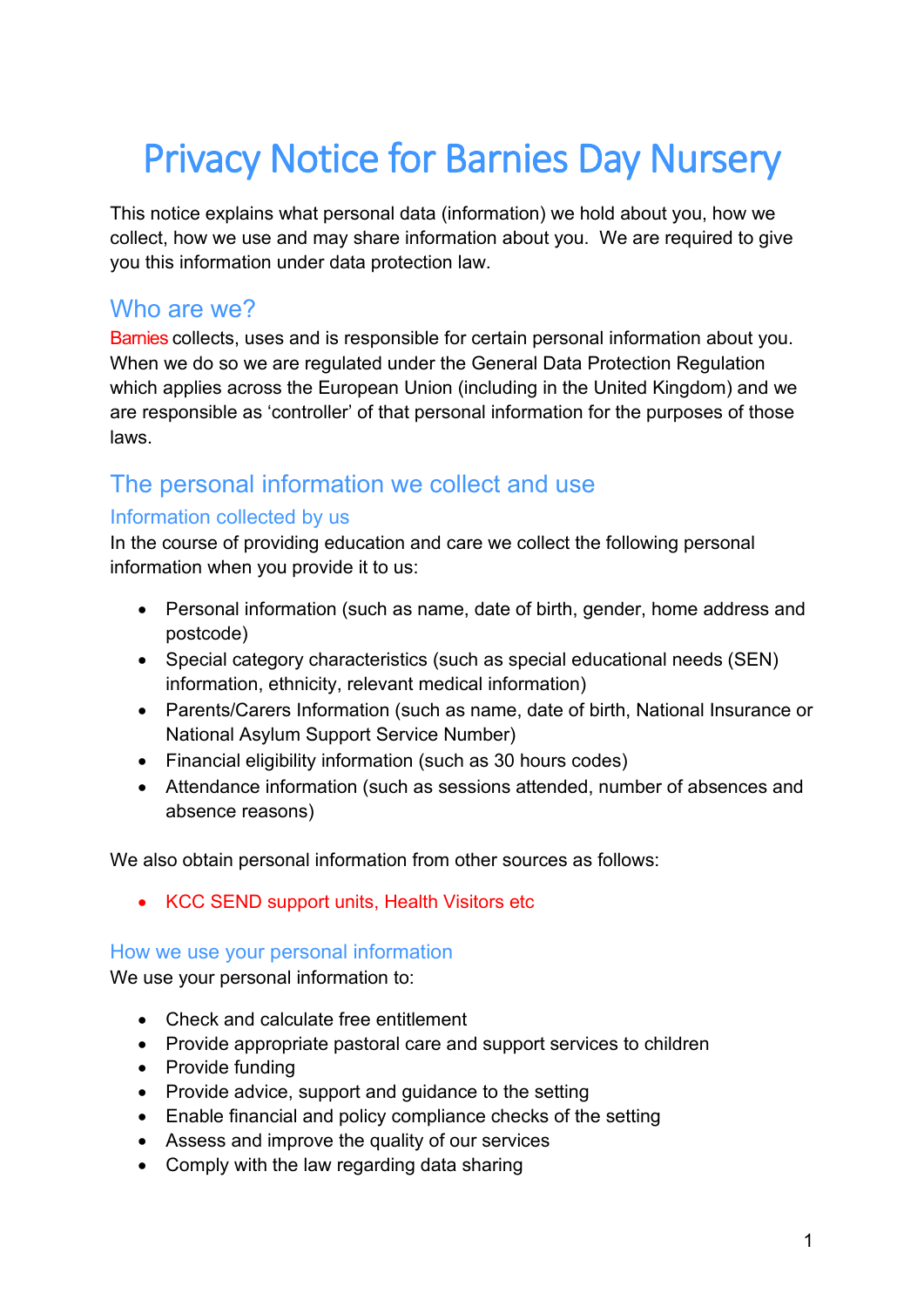# Privacy Notice for Barnies Day Nursery

This notice explains what personal data (information) we hold about you, how we collect, how we use and may share information about you. We are required to give you this information under data protection law.

## Who are we?

Barnies collects, uses and is responsible for certain personal information about you. When we do so we are regulated under the General Data Protection Regulation which applies across the European Union (including in the United Kingdom) and we are responsible as 'controller' of that personal information for the purposes of those laws.

## The personal information we collect and use

### Information collected by us

In the course of providing education and care we collect the following personal information when you provide it to us:

- Personal information (such as name, date of birth, gender, home address and postcode)
- Special category characteristics (such as special educational needs (SEN) information, ethnicity, relevant medical information)
- Parents/Carers Information (such as name, date of birth, National Insurance or National Asylum Support Service Number)
- Financial eligibility information (such as 30 hours codes)
- Attendance information (such as sessions attended, number of absences and absence reasons)

We also obtain personal information from other sources as follows:

- KCC SEND support units, Health Visitors etc

### How we use your personal information

We use your personal information to:

- Check and calculate free entitlement
- Provide appropriate pastoral care and support services to children
- Provide funding
- Provide advice, support and guidance to the setting
- Enable financial and policy compliance checks of the setting
- Assess and improve the quality of our services
- Comply with the law regarding data sharing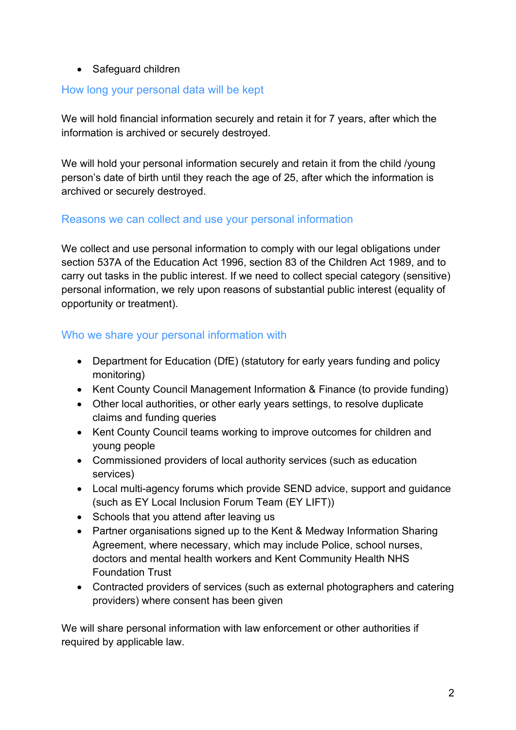- Safeguard children

## How long your personal data will be kept

We will hold financial information securely and retain it for 7 years, after which the information is archived or securely destroyed.

We will hold your personal information securely and retain it from the child /young person's date of birth until they reach the age of 25, after which the information is archived or securely destroyed.

## Reasons we can collect and use your personal information

We collect and use personal information to comply with our legal obligations under section 537A of the Education Act 1996, section 83 of the Children Act 1989, and to carry out tasks in the public interest. If we need to collect special category (sensitive) personal information, we rely upon reasons of substantial public interest (equality of opportunity or treatment).

## Who we share your personal information with

- Department for Education (DfE) (statutory for early years funding and policy monitoring)
- Kent County Council Management Information & Finance (to provide funding)
- Other local authorities, or other early years settings, to resolve duplicate claims and funding queries
- Kent County Council teams working to improve outcomes for children and young people
- Commissioned providers of local authority services (such as education services)
- Local multi-agency forums which provide SEND advice, support and guidance (such as EY Local Inclusion Forum Team (EY LIFT))
- Schools that you attend after leaving us
- Partner organisations signed up to the Kent & Medway Information Sharing Agreement, where necessary, which may include Police, school nurses, doctors and mental health workers and Kent Community Health NHS Foundation Trust
- Contracted providers of services (such as external photographers and catering providers) where consent has been given

We will share personal information with law enforcement or other authorities if required by applicable law.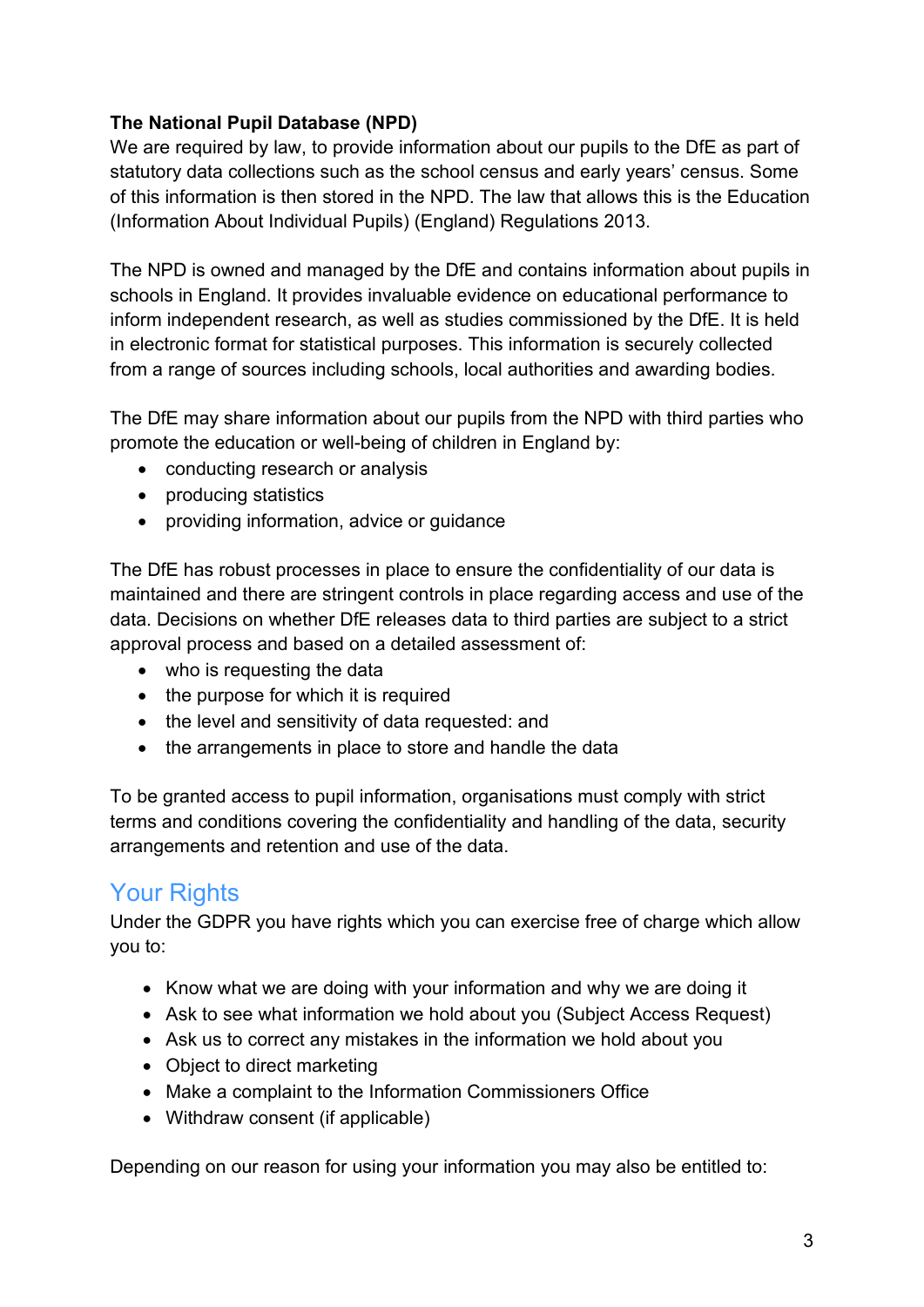**The National Pupil Database (NPD)**
We are required by law, to provide information about our pupils to the DfE as part of statutory data collections such as the school census and early years' census. Some of this information is then stored in the NPD. The law that allows this is the Education (Information About Individual Pupils) (England) Regulations 2013.

The NPD is owned and managed by the DfE and contains information about pupils in schools in England. It provides invaluable evidence on educational performance to inform independent research, as well as studies commissioned by the DfE. It is held in electronic format for statistical purposes. This information is securely collected from a range of sources including schools, local authorities and awarding bodies.

The DfE may share information about our pupils from the NPD with third parties who promote the education or well-being of children in England by:

- conducting research or analysis
- producing statistics
- providing information, advice or guidance

The DfE has robust processes in place to ensure the confidentiality of our data is maintained and there are stringent controls in place regarding access and use of the data. Decisions on whether DfE releases data to third parties are subject to a strict approval process and based on a detailed assessment of:

- who is requesting the data
- the purpose for which it is required
- the level and sensitivity of data requested: and
- the arrangements in place to store and handle the data

To be granted access to pupil information, organisations must comply with strict terms and conditions covering the confidentiality and handling of the data, security arrangements and retention and use of the data.

## Your Rights

Under the GDPR you have rights which you can exercise free of charge which allow you to:

- Know what we are doing with your information and why we are doing it
- Ask to see what information we hold about you (Subject Access Request)
- Ask us to correct any mistakes in the information we hold about you
- Object to direct marketing
- Make a complaint to the Information Commissioners Office
- Withdraw consent (if applicable)

Depending on our reason for using your information you may also be entitled to: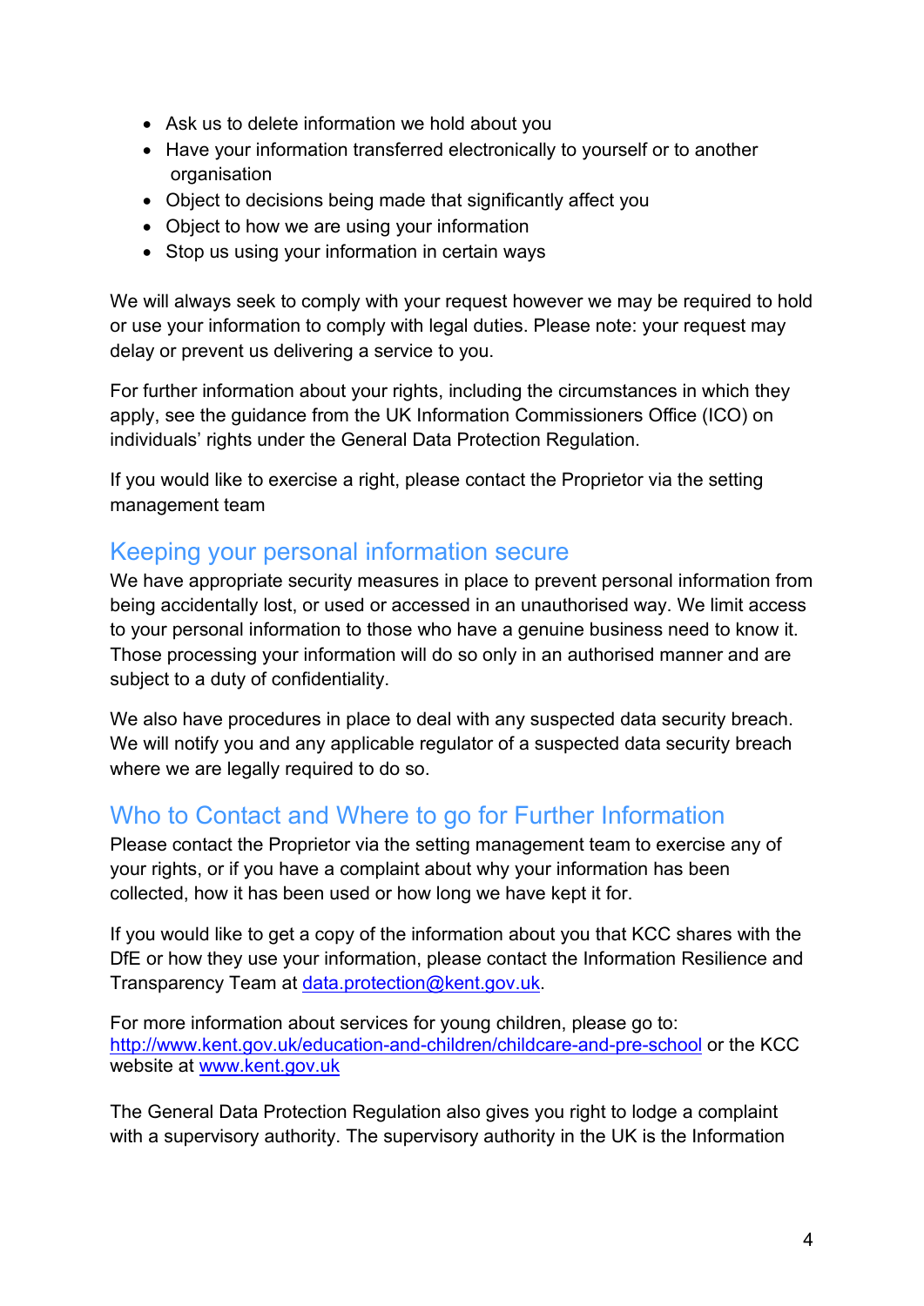- Ask us to delete information we hold about you
- Have your information transferred electronically to yourself or to another organisation
- Object to decisions being made that significantly affect you
- Object to how we are using your information
- Stop us using your information in certain ways

We will always seek to comply with your request however we may be required to hold or use your information to comply with legal duties. Please note: your request may delay or prevent us delivering a service to you.

For further information about your rights, including the circumstances in which they apply, see the guidance from the UK Information Commissioners Office (ICO) on individuals' rights under the General Data Protection Regulation.

If you would like to exercise a right, please contact the Proprietor via the setting management team

## Keeping your personal information secure

We have appropriate security measures in place to prevent personal information from being accidentally lost, or used or accessed in an unauthorised way. We limit access to your personal information to those who have a genuine business need to know it. Those processing your information will do so only in an authorised manner and are subject to a duty of confidentiality.

We also have procedures in place to deal with any suspected data security breach. We will notify you and any applicable regulator of a suspected data security breach where we are legally required to do so.

## Who to Contact and Where to go for Further Information

Please contact the Proprietor via the setting management team to exercise any of your rights, or if you have a complaint about why your information has been collected, how it has been used or how long we have kept it for.

If you would like to get a copy of the information about you that KCC shares with the DfE or how they use your information, please contact the Information Resilience and Transparency Team at [data.protection@kent.gov.uk](mailto:data.protection@kent.gov.uk).

For more information about services for young children, please go to: [http://www.kent.gov.uk/education-and-children/childcare-and-pre-school](http://www.kent.gov.uk/education-and-children/childcare-and-pre-school) or the KCC website at [www.kent.gov.uk](http://www.kent.gov.uk)

The General Data Protection Regulation also gives you right to lodge a complaint with a supervisory authority. The supervisory authority in the UK is the Information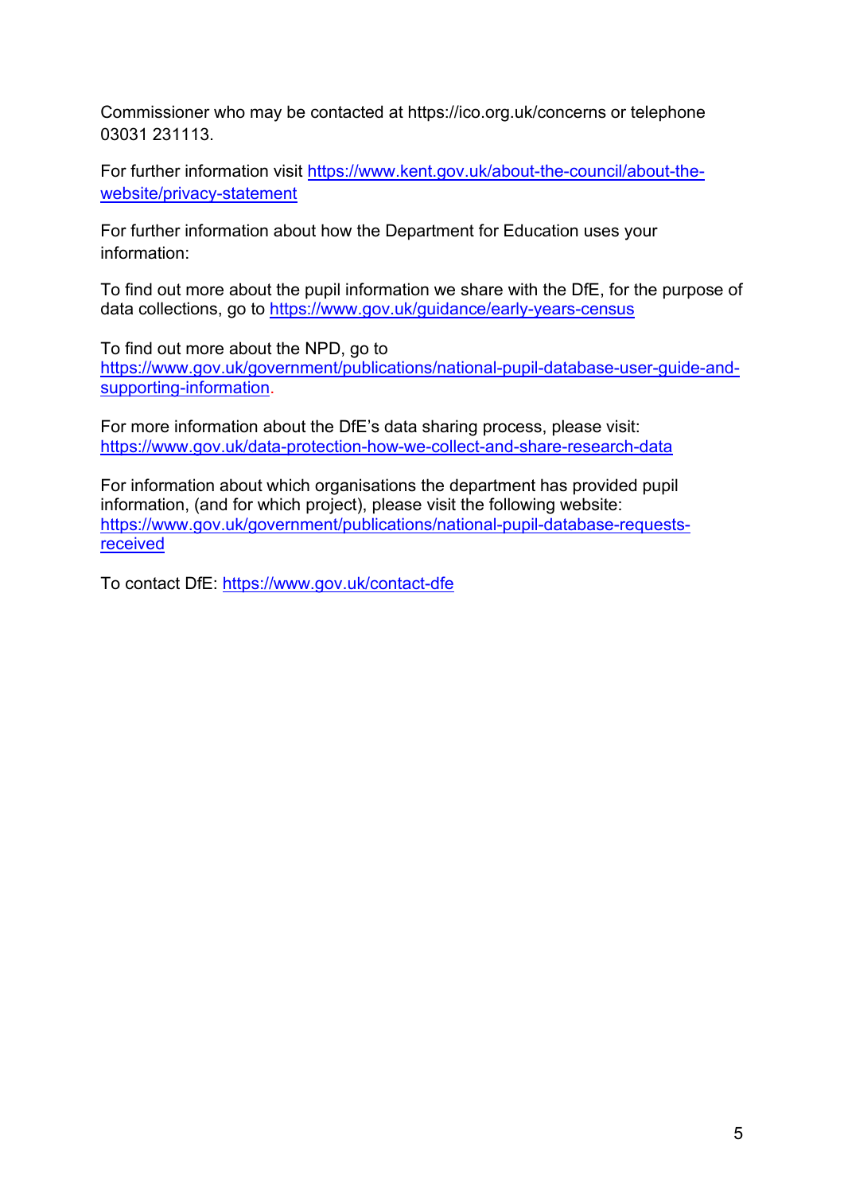Commissioner who may be contacted at https://ico.org.uk/concerns or telephone 03031 231113.

For further information visit [https://www.kent.gov.uk/about-the-council/about-the-website/privacy-statement](https://www.kent.gov.uk/about-the-council/about-the-website/privacy-statement)

For further information about how the Department for Education uses your information:

To find out more about the pupil information we share with the DfE, for the purpose of data collections, go to [https://www.gov.uk/guidance/early-years-census](https://www.gov.uk/guidance/early-years-census)

To find out more about the NPD, go to [https://www.gov.uk/government/publications/national-pupil-database-user-guide-and-supporting-information](https://www.gov.uk/government/publications/national-pupil-database-user-guide-and-supporting-information).

For more information about the DfE's data sharing process, please visit: [https://www.gov.uk/data-protection-how-we-collect-and-share-research-data](https://www.gov.uk/data-protection-how-we-collect-and-share-research-data)

For information about which organisations the department has provided pupil information, (and for which project), please visit the following website: [https://www.gov.uk/government/publications/national-pupil-database-requests-received](https://www.gov.uk/government/publications/national-pupil-database-requests-received)

To contact DfE: [https://www.gov.uk/contact-dfe](https://www.gov.uk/contact-dfe)